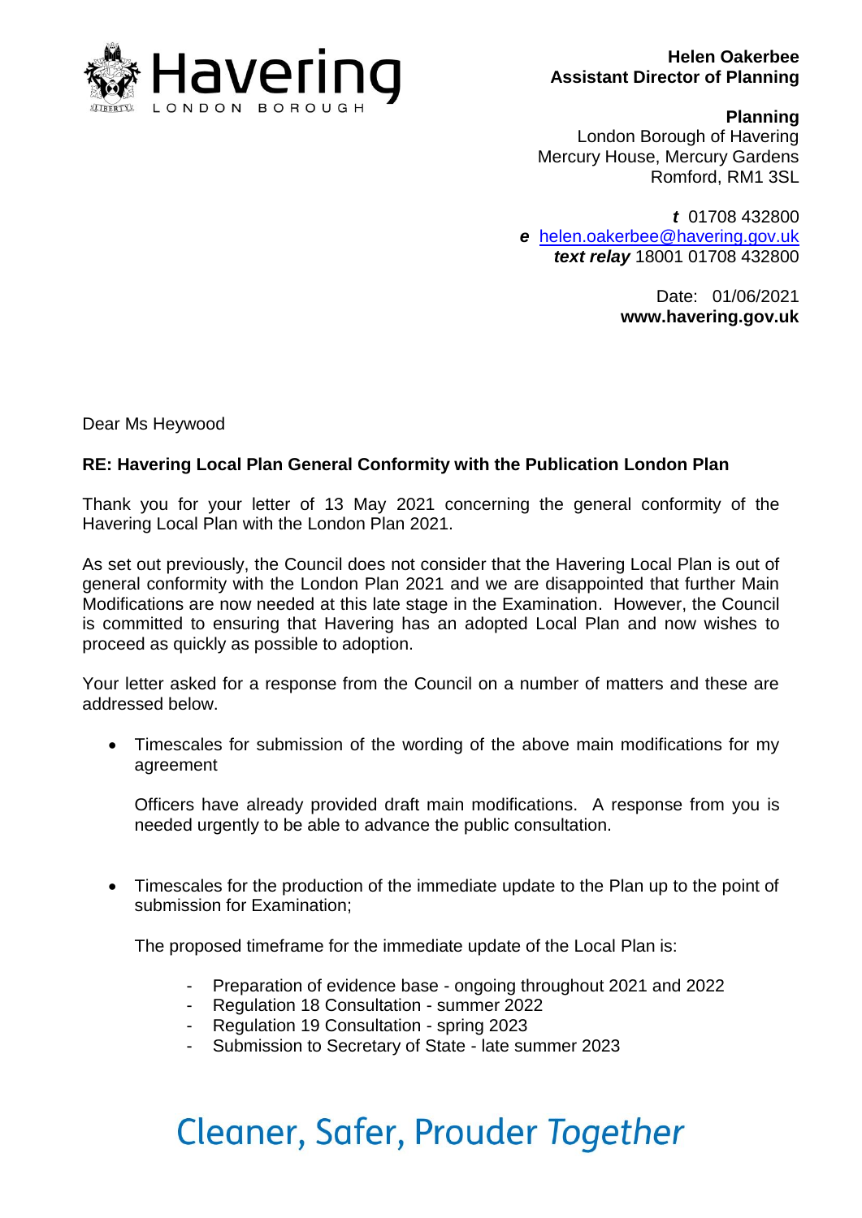**Helen Oakerbee**
**Assistant Director of Planning**

**Planning**
London Borough of Havering
Mercury House, Mercury Gardens
Romford, RM1 3SL

***t*** 01708 432800
***e*** helen.oakerbee@havering.gov.uk
***text relay*** 18001 01708 432800

Date: 01/06/2021
**www.havering.gov.uk**

Dear Ms Heywood

**RE: Havering Local Plan General Conformity with the Publication London Plan**

Thank you for your letter of 13 May 2021 concerning the general conformity of the Havering Local Plan with the London Plan 2021.

As set out previously, the Council does not consider that the Havering Local Plan is out of general conformity with the London Plan 2021 and we are disappointed that further Main Modifications are now needed at this late stage in the Examination. However, the Council is committed to ensuring that Havering has an adopted Local Plan and now wishes to proceed as quickly as possible to adoption.

Your letter asked for a response from the Council on a number of matters and these are addressed below.

- Timescales for submission of the wording of the above main modifications for my agreement

  Officers have already provided draft main modifications. A response from you is needed urgently to be able to advance the public consultation.

- Timescales for the production of the immediate update to the Plan up to the point of submission for Examination;

  The proposed timeframe for the immediate update of the Local Plan is:

  - Preparation of evidence base - ongoing throughout 2021 and 2022
  - Regulation 18 Consultation - summer 2022
  - Regulation 19 Consultation - spring 2023
  - Submission to Secretary of State - late summer 2023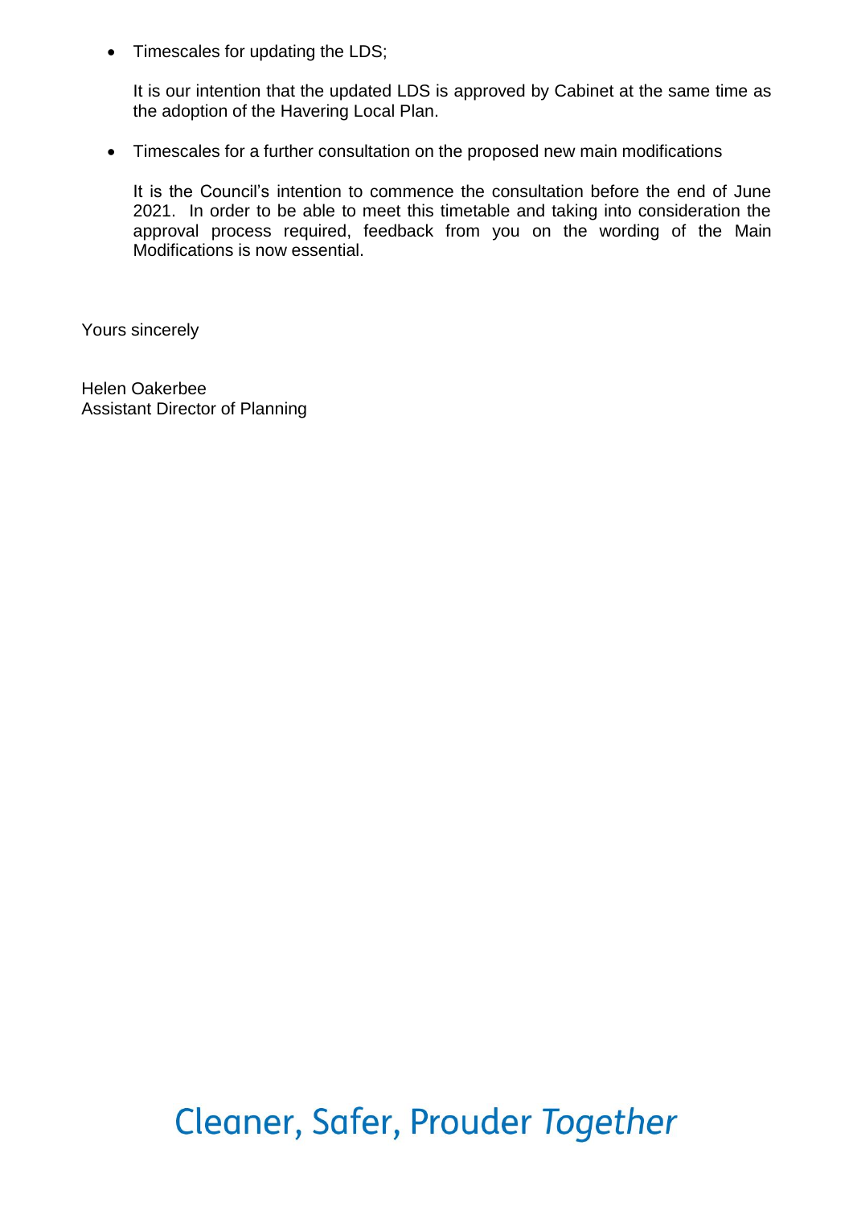- Timescales for updating the LDS;

  It is our intention that the updated LDS is approved by Cabinet at the same time as the adoption of the Havering Local Plan.

- Timescales for a further consultation on the proposed new main modifications

  It is the Council's intention to commence the consultation before the end of June 2021. In order to be able to meet this timetable and taking into consideration the approval process required, feedback from you on the wording of the Main Modifications is now essential.

Yours sincerely

Helen Oakerbee
Assistant Director of Planning

Cleaner, Safer, Prouder *Together*